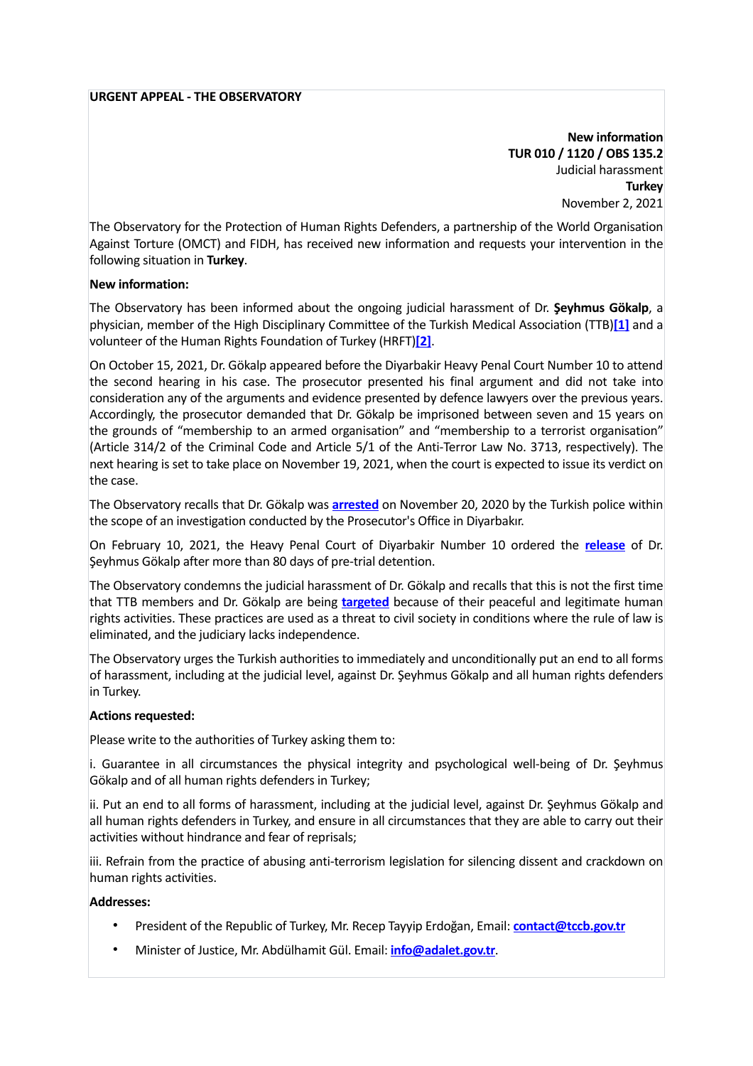**URGENT APPEAL - THE OBSERVATORY**

**New information**
**TUR 010 / 1120 / OBS 135.2**
Judicial harassment
**Turkey**
November 2, 2021

The Observatory for the Protection of Human Rights Defenders, a partnership of the World Organisation Against Torture (OMCT) and FIDH, has received new information and requests your intervention in the following situation in **Turkey**.

**New information:**

The Observatory has been informed about the ongoing judicial harassment of Dr. **Şeyhmus Gökalp**, a physician, member of the High Disciplinary Committee of the Turkish Medical Association (TTB)[1] and a volunteer of the Human Rights Foundation of Turkey (HRFT)[2].

On October 15, 2021, Dr. Gökalp appeared before the Diyarbakir Heavy Penal Court Number 10 to attend the second hearing in his case. The prosecutor presented his final argument and did not take into consideration any of the arguments and evidence presented by defence lawyers over the previous years. Accordingly, the prosecutor demanded that Dr. Gökalp be imprisoned between seven and 15 years on the grounds of “membership to an armed organisation” and “membership to a terrorist organisation” (Article 314/2 of the Criminal Code and Article 5/1 of the Anti-Terror Law No. 3713, respectively). The next hearing is set to take place on November 19, 2021, when the court is expected to issue its verdict on the case.

The Observatory recalls that Dr. Gökalp was **arrested** on November 20, 2020 by the Turkish police within the scope of an investigation conducted by the Prosecutor's Office in Diyarbakır.

On February 10, 2021, the Heavy Penal Court of Diyarbakir Number 10 ordered the **release** of Dr. Şeyhmus Gökalp after more than 80 days of pre-trial detention.

The Observatory condemns the judicial harassment of Dr. Gökalp and recalls that this is not the first time that TTB members and Dr. Gökalp are being **targeted** because of their peaceful and legitimate human rights activities. These practices are used as a threat to civil society in conditions where the rule of law is eliminated, and the judiciary lacks independence.

The Observatory urges the Turkish authorities to immediately and unconditionally put an end to all forms of harassment, including at the judicial level, against Dr. Şeyhmus Gökalp and all human rights defenders in Turkey.

**Actions requested:**

Please write to the authorities of Turkey asking them to:

i. Guarantee in all circumstances the physical integrity and psychological well-being of Dr. Şeyhmus Gökalp and of all human rights defenders in Turkey;

ii. Put an end to all forms of harassment, including at the judicial level, against Dr. Şeyhmus Gökalp and all human rights defenders in Turkey, and ensure in all circumstances that they are able to carry out their activities without hindrance and fear of reprisals;

iii. Refrain from the practice of abusing anti-terrorism legislation for silencing dissent and crackdown on human rights activities.

**Addresses:**

- President of the Republic of Turkey, Mr. Recep Tayyip Erdoğan, Email: **contact@tccb.gov.tr**
- Minister of Justice, Mr. Abdülhamit Gül. Email: **info@adalet.gov.tr**.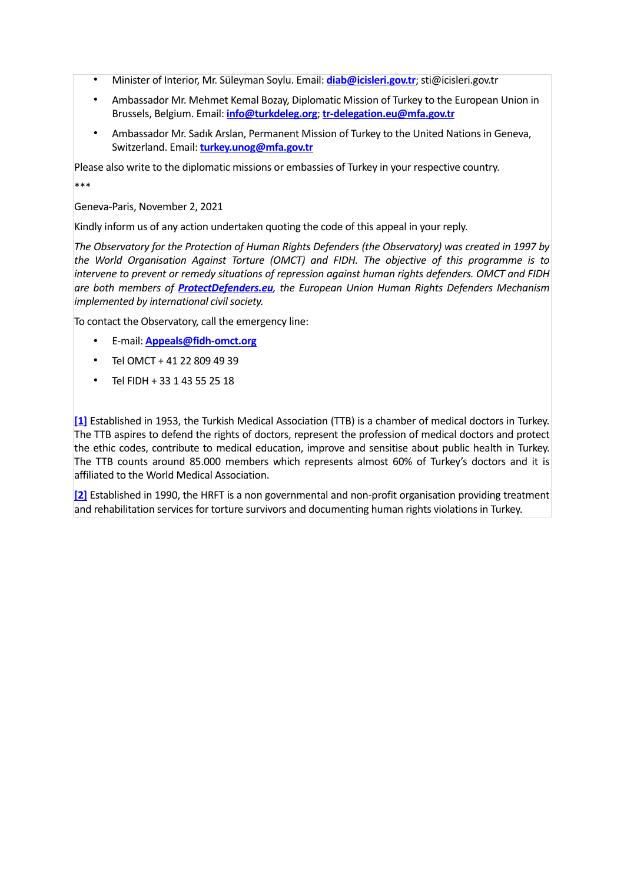- Minister of Interior, Mr. Süleyman Soylu. Email: **diab@icisleri.gov.tr**; sti@icisleri.gov.tr
- Ambassador Mr. Mehmet Kemal Bozay, Diplomatic Mission of Turkey to the European Union in Brussels, Belgium. Email: **info@turkdeleg.org**; **tr-delegation.eu@mfa.gov.tr**
- Ambassador Mr. Sadık Arslan, Permanent Mission of Turkey to the United Nations in Geneva, Switzerland. Email: **turkey.unog@mfa.gov.tr**

Please also write to the diplomatic missions or embassies of Turkey in your respective country.

***

Geneva-Paris, November 2, 2021

Kindly inform us of any action undertaken quoting the code of this appeal in your reply.

*The Observatory for the Protection of Human Rights Defenders (the Observatory) was created in 1997 by the World Organisation Against Torture (OMCT) and FIDH. The objective of this programme is to intervene to prevent or remedy situations of repression against human rights defenders. OMCT and FIDH are both members of* ***ProtectDefenders.eu****, the European Union Human Rights Defenders Mechanism implemented by international civil society.*

To contact the Observatory, call the emergency line:

- E-mail: **Appeals@fidh-omct.org**
- Tel OMCT + 41 22 809 49 39
- Tel FIDH + 33 1 43 55 25 18

**[1]** Established in 1953, the Turkish Medical Association (TTB) is a chamber of medical doctors in Turkey. The TTB aspires to defend the rights of doctors, represent the profession of medical doctors and protect the ethic codes, contribute to medical education, improve and sensitise about public health in Turkey. The TTB counts around 85.000 members which represents almost 60% of Turkey's doctors and it is affiliated to the World Medical Association.

**[2]** Established in 1990, the HRFT is a non governmental and non-profit organisation providing treatment and rehabilitation services for torture survivors and documenting human rights violations in Turkey.